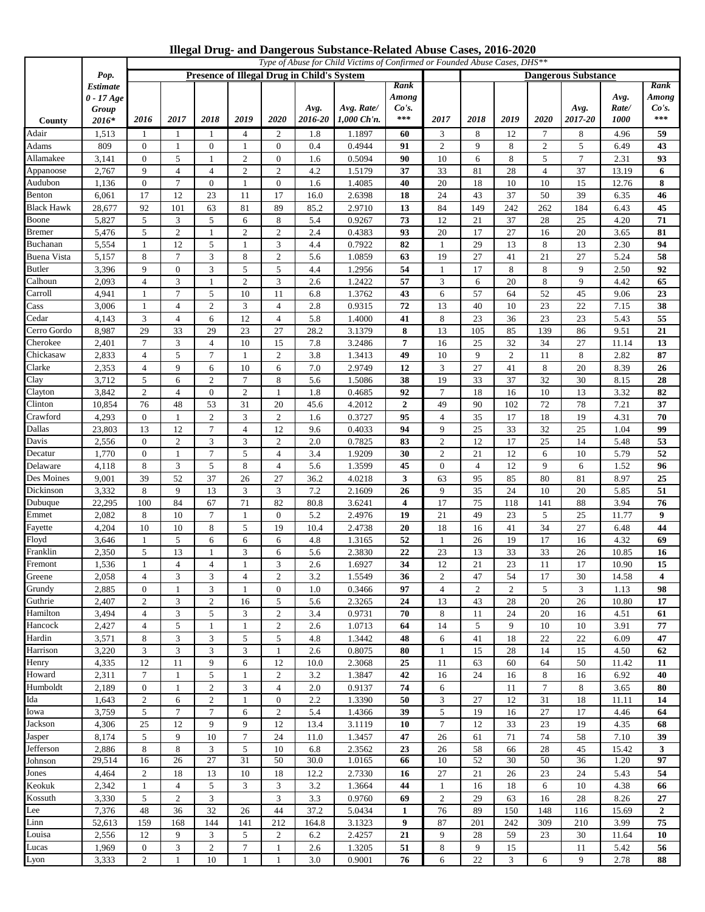# Illegal Drug- and Dangerous Substance-Related Abuse Cases, 2016-2020

| County | Pop. Estimate 0 - 17 Age Group 2016* | Type of Abuse for Child Victims of Confirmed or Founded Abuse Cases, DHS** | | | | | | | | | | | | | | |
|---|---|---|---|---|---|---|---|---|---|---|---|---|---|---|---|---|
| | | Presence of Illegal Drug in Child's System | | | | | | | | Dangerous Substance | | | | | | |
| | | 2016 | 2017 | 2018 | 2019 | 2020 | Avg. 2016-20 | Avg. Rate/ 1,000 Ch'n. | Rank Among Co's. *** | 2017 | 2018 | 2019 | 2020 | Avg. 2017-20 | Avg. Rate/ 1000 | Rank Among Co's. *** |
| Adair | 1,513 | 1 | 1 | 1 | 4 | 2 | 1.8 | 1.1897 | **60** | 3 | 8 | 12 | 7 | 8 | 4.96 | **59** |
| Adams | 809 | 0 | 1 | 0 | 1 | 0 | 0.4 | 0.4944 | **91** | 2 | 9 | 8 | 2 | 5 | 6.49 | **43** |
| Allamakee | 3,141 | 0 | 5 | 1 | 2 | 0 | 1.6 | 0.5094 | **90** | 10 | 6 | 8 | 5 | 7 | 2.31 | **93** |
| Appanoose | 2,767 | 9 | 4 | 4 | 2 | 2 | 4.2 | 1.5179 | **37** | 33 | 81 | 28 | 4 | 37 | 13.19 | **6** |
| Audubon | 1,136 | 0 | 7 | 0 | 1 | 0 | 1.6 | 1.4085 | **40** | 20 | 18 | 10 | 10 | 15 | 12.76 | **8** |
| Benton | 6,061 | 17 | 12 | 23 | 11 | 17 | 16.0 | 2.6398 | **18** | 24 | 43 | 37 | 50 | 39 | 6.35 | **46** |
| Black Hawk | 28,677 | 92 | 101 | 63 | 81 | 89 | 85.2 | 2.9710 | **13** | 84 | 149 | 242 | 262 | 184 | 6.43 | **45** |
| Boone | 5,827 | 5 | 3 | 5 | 6 | 8 | 5.4 | 0.9267 | **73** | 12 | 21 | 37 | 28 | 25 | 4.20 | **71** |
| Bremer | 5,476 | 5 | 2 | 1 | 2 | 2 | 2.4 | 0.4383 | **93** | 20 | 17 | 27 | 16 | 20 | 3.65 | **81** |
| Buchanan | 5,554 | 1 | 12 | 5 | 1 | 3 | 4.4 | 0.7922 | **82** | 1 | 29 | 13 | 8 | 13 | 2.30 | **94** |
| Buena Vista | 5,157 | 8 | 7 | 3 | 8 | 2 | 5.6 | 1.0859 | **63** | 19 | 27 | 41 | 21 | 27 | 5.24 | **58** |
| Butler | 3,396 | 9 | 0 | 3 | 5 | 5 | 4.4 | 1.2956 | **54** | 1 | 17 | 8 | 8 | 9 | 2.50 | **92** |
| Calhoun | 2,093 | 4 | 3 | 1 | 2 | 3 | 2.6 | 1.2422 | **57** | 3 | 6 | 20 | 8 | 9 | 4.42 | **65** |
| Carroll | 4,941 | 1 | 7 | 5 | 10 | 11 | 6.8 | 1.3762 | **43** | 6 | 57 | 64 | 52 | 45 | 9.06 | **23** |
| Cass | 3,006 | 1 | 4 | 2 | 3 | 4 | 2.8 | 0.9315 | **72** | 13 | 40 | 10 | 23 | 22 | 7.15 | **38** |
| Cedar | 4,143 | 3 | 4 | 6 | 12 | 4 | 5.8 | 1.4000 | **41** | 8 | 23 | 36 | 23 | 23 | 5.43 | **55** |
| Cerro Gordo | 8,987 | 29 | 33 | 29 | 23 | 27 | 28.2 | 3.1379 | **8** | 13 | 105 | 85 | 139 | 86 | 9.51 | **21** |
| Cherokee | 2,401 | 7 | 3 | 4 | 10 | 15 | 7.8 | 3.2486 | **7** | 16 | 25 | 32 | 34 | 27 | 11.14 | **13** |
| Chickasaw | 2,833 | 4 | 5 | 7 | 1 | 2 | 3.8 | 1.3413 | **49** | 10 | 9 | 2 | 11 | 8 | 2.82 | **87** |
| Clarke | 2,353 | 4 | 9 | 6 | 10 | 6 | 7.0 | 2.9749 | **12** | 3 | 27 | 41 | 8 | 20 | 8.39 | **26** |
| Clay | 3,712 | 5 | 6 | 2 | 7 | 8 | 5.6 | 1.5086 | **38** | 19 | 33 | 37 | 32 | 30 | 8.15 | **28** |
| Clayton | 3,842 | 2 | 4 | 0 | 2 | 1 | 1.8 | 0.4685 | **92** | 7 | 18 | 16 | 10 | 13 | 3.32 | **82** |
| Clinton | 10,854 | 76 | 48 | 53 | 31 | 20 | 45.6 | 4.2012 | **2** | 49 | 90 | 102 | 72 | 78 | 7.21 | **37** |
| Crawford | 4,293 | 0 | 1 | 2 | 3 | 2 | 1.6 | 0.3727 | **95** | 4 | 35 | 17 | 18 | 19 | 4.31 | **70** |
| Dallas | 23,803 | 13 | 12 | 7 | 4 | 12 | 9.6 | 0.4033 | **94** | 9 | 25 | 33 | 32 | 25 | 1.04 | **99** |
| Davis | 2,556 | 0 | 2 | 3 | 3 | 2 | 2.0 | 0.7825 | **83** | 2 | 12 | 17 | 25 | 14 | 5.48 | **53** |
| Decatur | 1,770 | 0 | 1 | 7 | 5 | 4 | 3.4 | 1.9209 | **30** | 2 | 21 | 12 | 6 | 10 | 5.79 | **52** |
| Delaware | 4,118 | 8 | 3 | 5 | 8 | 4 | 5.6 | 1.3599 | **45** | 0 | 4 | 12 | 9 | 6 | 1.52 | **96** |
| Des Moines | 9,001 | 39 | 52 | 37 | 26 | 27 | 36.2 | 4.0218 | **3** | 63 | 95 | 85 | 80 | 81 | 8.97 | **25** |
| Dickinson | 3,332 | 8 | 9 | 13 | 3 | 3 | 7.2 | 2.1609 | **26** | 9 | 35 | 24 | 10 | 20 | 5.85 | **51** |
| Dubuque | 22,295 | 100 | 84 | 67 | 71 | 82 | 80.8 | 3.6241 | **4** | 17 | 75 | 118 | 141 | 88 | 3.94 | **76** |
| Emmet | 2,082 | 8 | 10 | 7 | 1 | 0 | 5.2 | 2.4976 | **19** | 21 | 49 | 23 | 5 | 25 | 11.77 | **9** |
| Fayette | 4,204 | 10 | 10 | 8 | 5 | 19 | 10.4 | 2.4738 | **20** | 18 | 16 | 41 | 34 | 27 | 6.48 | **44** |
| Floyd | 3,646 | 1 | 5 | 6 | 6 | 6 | 4.8 | 1.3165 | **52** | 1 | 26 | 19 | 17 | 16 | 4.32 | **69** |
| Franklin | 2,350 | 5 | 13 | 1 | 3 | 6 | 5.6 | 2.3830 | **22** | 23 | 13 | 33 | 33 | 26 | 10.85 | **16** |
| Fremont | 1,536 | 1 | 4 | 4 | 1 | 3 | 2.6 | 1.6927 | **34** | 12 | 21 | 23 | 11 | 17 | 10.90 | **15** |
| Greene | 2,058 | 4 | 3 | 3 | 4 | 2 | 3.2 | 1.5549 | **36** | 2 | 47 | 54 | 17 | 30 | 14.58 | **4** |
| Grundy | 2,885 | 0 | 1 | 3 | 1 | 0 | 1.0 | 0.3466 | **97** | 4 | 2 | 2 | 5 | 3 | 1.13 | **98** |
| Guthrie | 2,407 | 2 | 3 | 2 | 16 | 5 | 5.6 | 2.3265 | **24** | 13 | 43 | 28 | 20 | 26 | 10.80 | **17** |
| Hamilton | 3,494 | 4 | 3 | 5 | 3 | 2 | 3.4 | 0.9731 | **70** | 8 | 11 | 24 | 20 | 16 | 4.51 | **61** |
| Hancock | 2,427 | 4 | 5 | 1 | 1 | 2 | 2.6 | 1.0713 | **64** | 14 | 5 | 9 | 10 | 10 | 3.91 | **77** |
| Hardin | 3,571 | 8 | 3 | 3 | 5 | 5 | 4.8 | 1.3442 | **48** | 6 | 41 | 18 | 22 | 22 | 6.09 | **47** |
| Harrison | 3,220 | 3 | 3 | 3 | 3 | 1 | 2.6 | 0.8075 | **80** | 1 | 15 | 28 | 14 | 15 | 4.50 | **62** |
| Henry | 4,335 | 12 | 11 | 9 | 6 | 12 | 10.0 | 2.3068 | **25** | 11 | 63 | 60 | 64 | 50 | 11.42 | **11** |
| Howard | 2,311 | 7 | 1 | 5 | 1 | 2 | 3.2 | 1.3847 | **42** | 16 | 24 | 16 | 8 | 16 | 6.92 | **40** |
| Humboldt | 2,189 | 0 | 1 | 2 | 3 | 4 | 2.0 | 0.9137 | **74** | 6 | | 11 | 7 | 8 | 3.65 | **80** |
| Ida | 1,643 | 2 | 6 | 2 | 1 | 0 | 2.2 | 1.3390 | **50** | 3 | 27 | 12 | 31 | 18 | 11.11 | **14** |
| Iowa | 3,759 | 5 | 7 | 7 | 6 | 2 | 5.4 | 1.4366 | **39** | 5 | 19 | 16 | 27 | 17 | 4.46 | **64** |
| Jackson | 4,306 | 25 | 12 | 9 | 9 | 12 | 13.4 | 3.1119 | **10** | 7 | 12 | 33 | 23 | 19 | 4.35 | **68** |
| Jasper | 8,174 | 5 | 9 | 10 | 7 | 24 | 11.0 | 1.3457 | **47** | 26 | 61 | 71 | 74 | 58 | 7.10 | **39** |
| Jefferson | 2,886 | 8 | 8 | 3 | 5 | 10 | 6.8 | 2.3562 | **23** | 26 | 58 | 66 | 28 | 45 | 15.42 | **3** |
| Johnson | 29,514 | 16 | 26 | 27 | 31 | 50 | 30.0 | 1.0165 | **66** | 10 | 52 | 30 | 50 | 36 | 1.20 | **97** |
| Jones | 4,464 | 2 | 18 | 13 | 10 | 18 | 12.2 | 2.7330 | **16** | 27 | 21 | 26 | 23 | 24 | 5.43 | **54** |
| Keokuk | 2,342 | 1 | 4 | 5 | 3 | 3 | 3.2 | 1.3664 | **44** | 1 | 16 | 18 | 6 | 10 | 4.38 | **66** |
| Kossuth | 3,330 | 5 | 2 | 3 | | 3 | 3.3 | 0.9760 | **69** | 2 | 29 | 63 | 16 | 28 | 8.26 | **27** |
| Lee | 7,376 | 48 | 36 | 32 | 26 | 44 | 37.2 | 5.0434 | **1** | 76 | 89 | 150 | 148 | 116 | 15.69 | **2** |
| Linn | 52,613 | 159 | 168 | 144 | 141 | 212 | 164.8 | 3.1323 | **9** | 87 | 201 | 242 | 309 | 210 | 3.99 | **75** |
| Louisa | 2,556 | 12 | 9 | 3 | 5 | 2 | 6.2 | 2.4257 | **21** | 9 | 28 | 59 | 23 | 30 | 11.64 | **10** |
| Lucas | 1,969 | 0 | 3 | 2 | 7 | 1 | 2.6 | 1.3205 | **51** | 8 | 9 | 15 | | 11 | 5.42 | **56** |
| Lyon | 3,333 | 2 | 1 | 10 | 1 | 1 | 3.0 | 0.9001 | **76** | 6 | 22 | 3 | 6 | 9 | 2.78 | **88** |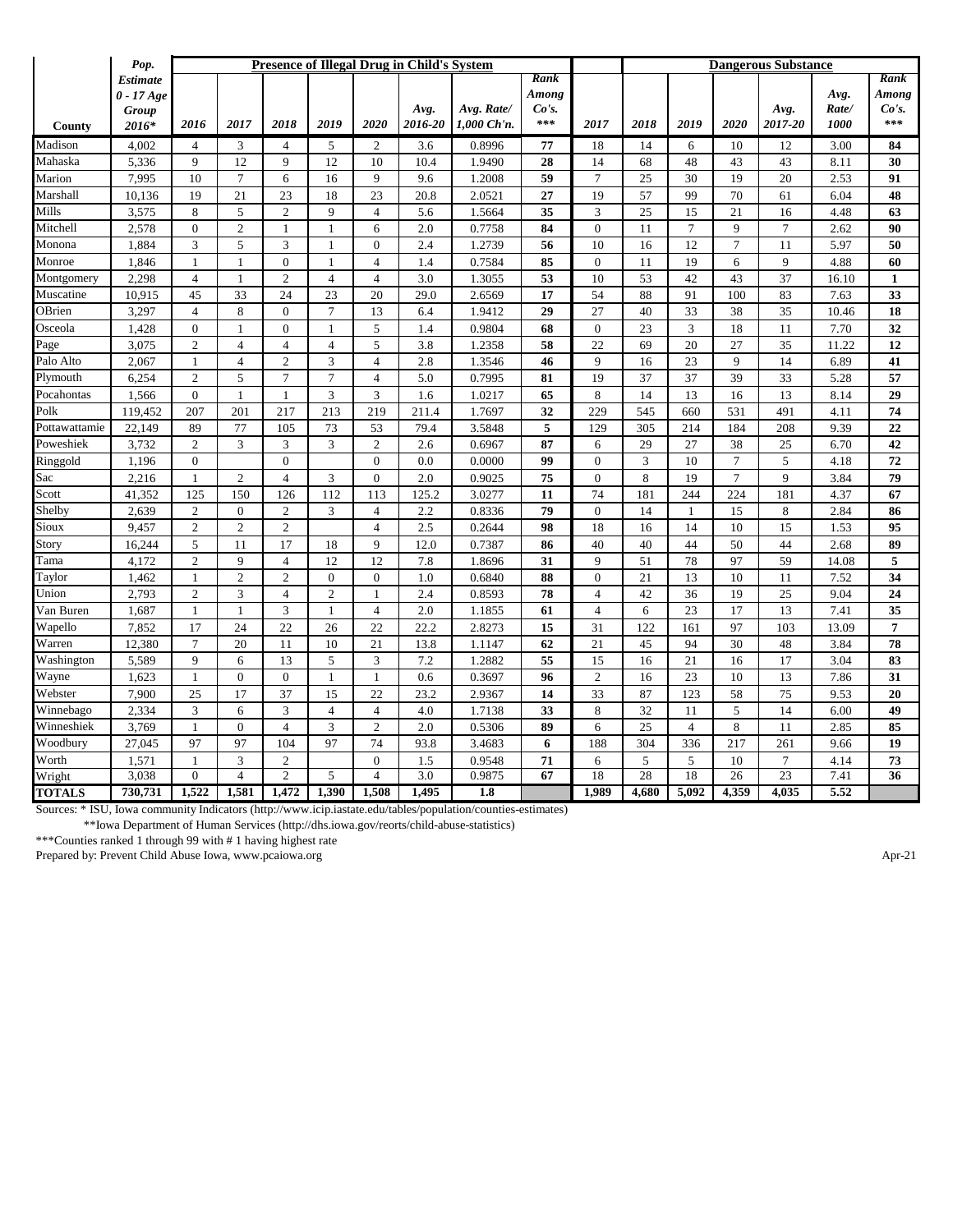| County | Pop. Estimate 0 - 17 Age Group 2016* | Presence of Illegal Drug in Child's System 2016 | 2017 | 2018 | 2019 | 2020 | Avg. 2016-20 | Avg. Rate/ 1,000 Ch'n. | Rank Among Co's. *** | 2017 | Dangerous Substance 2018 | 2019 | 2020 | Avg. 2017-20 | Avg. Rate/ 1000 | Rank Among Co's. *** |
|---|---|---|---|---|---|---|---|---|---|---|---|---|---|---|---|---|
| Madison | 4,002 | 4 | 3 | 4 | 5 | 2 | 3.6 | 0.8996 | **77** | 18 | 14 | 6 | 10 | 12 | 3.00 | **84** |
| Mahaska | 5,336 | 9 | 12 | 9 | 12 | 10 | 10.4 | 1.9490 | **28** | 14 | 68 | 48 | 43 | 43 | 8.11 | **30** |
| Marion | 7,995 | 10 | 7 | 6 | 16 | 9 | 9.6 | 1.2008 | **59** | 7 | 25 | 30 | 19 | 20 | 2.53 | **91** |
| Marshall | 10,136 | 19 | 21 | 23 | 18 | 23 | 20.8 | 2.0521 | **27** | 19 | 57 | 99 | 70 | 61 | 6.04 | **48** |
| Mills | 3,575 | 8 | 5 | 2 | 9 | 4 | 5.6 | 1.5664 | **35** | 3 | 25 | 15 | 21 | 16 | 4.48 | **63** |
| Mitchell | 2,578 | 0 | 2 | 1 | 1 | 6 | 2.0 | 0.7758 | **84** | 0 | 11 | 7 | 9 | 7 | 2.62 | **90** |
| Monona | 1,884 | 3 | 5 | 3 | 1 | 0 | 2.4 | 1.2739 | **56** | 10 | 16 | 12 | 7 | 11 | 5.97 | **50** |
| Monroe | 1,846 | 1 | 1 | 0 | 1 | 4 | 1.4 | 0.7584 | **85** | 0 | 11 | 19 | 6 | 9 | 4.88 | **60** |
| Montgomery | 2,298 | 4 | 1 | 2 | 4 | 4 | 3.0 | 1.3055 | **53** | 10 | 53 | 42 | 43 | 37 | 16.10 | **1** |
| Muscatine | 10,915 | 45 | 33 | 24 | 23 | 20 | 29.0 | 2.6569 | **17** | 54 | 88 | 91 | 100 | 83 | 7.63 | **33** |
| OBrien | 3,297 | 4 | 8 | 0 | 7 | 13 | 6.4 | 1.9412 | **29** | 27 | 40 | 33 | 38 | 35 | 10.46 | **18** |
| Osceola | 1,428 | 0 | 1 | 0 | 1 | 5 | 1.4 | 0.9804 | **68** | 0 | 23 | 3 | 18 | 11 | 7.70 | **32** |
| Page | 3,075 | 2 | 4 | 4 | 4 | 5 | 3.8 | 1.2358 | **58** | 22 | 69 | 20 | 27 | 35 | 11.22 | **12** |
| Palo Alto | 2,067 | 1 | 4 | 2 | 3 | 4 | 2.8 | 1.3546 | **46** | 9 | 16 | 23 | 9 | 14 | 6.89 | **41** |
| Plymouth | 6,254 | 2 | 5 | 7 | 7 | 4 | 5.0 | 0.7995 | **81** | 19 | 37 | 37 | 39 | 33 | 5.28 | **57** |
| Pocahontas | 1,566 | 0 | 1 | 1 | 3 | 3 | 1.6 | 1.0217 | **65** | 8 | 14 | 13 | 16 | 13 | 8.14 | **29** |
| Polk | 119,452 | 207 | 201 | 217 | 213 | 219 | 211.4 | 1.7697 | **32** | 229 | 545 | 660 | 531 | 491 | 4.11 | **74** |
| Pottawattamie | 22,149 | 89 | 77 | 105 | 73 | 53 | 79.4 | 3.5848 | **5** | 129 | 305 | 214 | 184 | 208 | 9.39 | **22** |
| Poweshiek | 3,732 | 2 | 3 | 3 | 3 | 2 | 2.6 | 0.6967 | **87** | 6 | 29 | 27 | 38 | 25 | 6.70 | **42** |
| Ringgold | 1,196 | 0 | | 0 | | 0 | 0.0 | 0.0000 | **99** | 0 | 3 | 10 | 7 | 5 | 4.18 | **72** |
| Sac | 2,216 | 1 | 2 | 4 | 3 | 0 | 2.0 | 0.9025 | **75** | 0 | 8 | 19 | 7 | 9 | 3.84 | **79** |
| Scott | 41,352 | 125 | 150 | 126 | 112 | 113 | 125.2 | 3.0277 | **11** | 74 | 181 | 244 | 224 | 181 | 4.37 | **67** |
| Shelby | 2,639 | 2 | 0 | 2 | 3 | 4 | 2.2 | 0.8336 | **79** | 0 | 14 | 1 | 15 | 8 | 2.84 | **86** |
| Sioux | 9,457 | 2 | 2 | 2 | | 4 | 2.5 | 0.2644 | **98** | 18 | 16 | 14 | 10 | 15 | 1.53 | **95** |
| Story | 16,244 | 5 | 11 | 17 | 18 | 9 | 12.0 | 0.7387 | **86** | 40 | 40 | 44 | 50 | 44 | 2.68 | **89** |
| Tama | 4,172 | 2 | 9 | 4 | 12 | 12 | 7.8 | 1.8696 | **31** | 9 | 51 | 78 | 97 | 59 | 14.08 | **5** |
| Taylor | 1,462 | 1 | 2 | 2 | 0 | 0 | 1.0 | 0.6840 | **88** | 0 | 21 | 13 | 10 | 11 | 7.52 | **34** |
| Union | 2,793 | 2 | 3 | 4 | 2 | 1 | 2.4 | 0.8593 | **78** | 4 | 42 | 36 | 19 | 25 | 9.04 | **24** |
| Van Buren | 1,687 | 1 | 1 | 3 | 1 | 4 | 2.0 | 1.1855 | **61** | 4 | 6 | 23 | 17 | 13 | 7.41 | **35** |
| Wapello | 7,852 | 17 | 24 | 22 | 26 | 22 | 22.2 | 2.8273 | **15** | 31 | 122 | 161 | 97 | 103 | 13.09 | **7** |
| Warren | 12,380 | 7 | 20 | 11 | 10 | 21 | 13.8 | 1.1147 | **62** | 21 | 45 | 94 | 30 | 48 | 3.84 | **78** |
| Washington | 5,589 | 9 | 6 | 13 | 5 | 3 | 7.2 | 1.2882 | **55** | 15 | 16 | 21 | 16 | 17 | 3.04 | **83** |
| Wayne | 1,623 | 1 | 0 | 0 | 1 | 1 | 0.6 | 0.3697 | **96** | 2 | 16 | 23 | 10 | 13 | 7.86 | **31** |
| Webster | 7,900 | 25 | 17 | 37 | 15 | 22 | 23.2 | 2.9367 | **14** | 33 | 87 | 123 | 58 | 75 | 9.53 | **20** |
| Winnebago | 2,334 | 3 | 6 | 3 | 4 | 4 | 4.0 | 1.7138 | **33** | 8 | 32 | 11 | 5 | 14 | 6.00 | **49** |
| Winneshiek | 3,769 | 1 | 0 | 4 | 3 | 2 | 2.0 | 0.5306 | **89** | 6 | 25 | 4 | 8 | 11 | 2.85 | **85** |
| Woodbury | 27,045 | 97 | 97 | 104 | 97 | 74 | 93.8 | 3.4683 | **6** | 188 | 304 | 336 | 217 | 261 | 9.66 | **19** |
| Worth | 1,571 | 1 | 3 | 2 | | 0 | 1.5 | 0.9548 | **71** | 6 | 5 | 5 | 10 | 7 | 4.14 | **73** |
| Wright | 3,038 | 0 | 4 | 2 | 5 | 4 | 3.0 | 0.9875 | **67** | 18 | 28 | 18 | 26 | 23 | 7.41 | **36** |
| **TOTALS** | **730,731** | **1,522** | **1,581** | **1,472** | **1,390** | **1,508** | **1,495** | **1.8** | | **1,989** | **4,680** | **5,092** | **4,359** | **4,035** | **5.52** | |

Sources: * ISU, Iowa community Indicators (http://www.icip.iastate.edu/tables/population/counties-estimates)

**Iowa Department of Human Services (http://dhs.iowa.gov/reorts/child-abuse-statistics)

***Counties ranked 1 through 99 with # 1 having highest rate

Prepared by: Prevent Child Abuse Iowa, www.pcaiowa.org

Apr-21